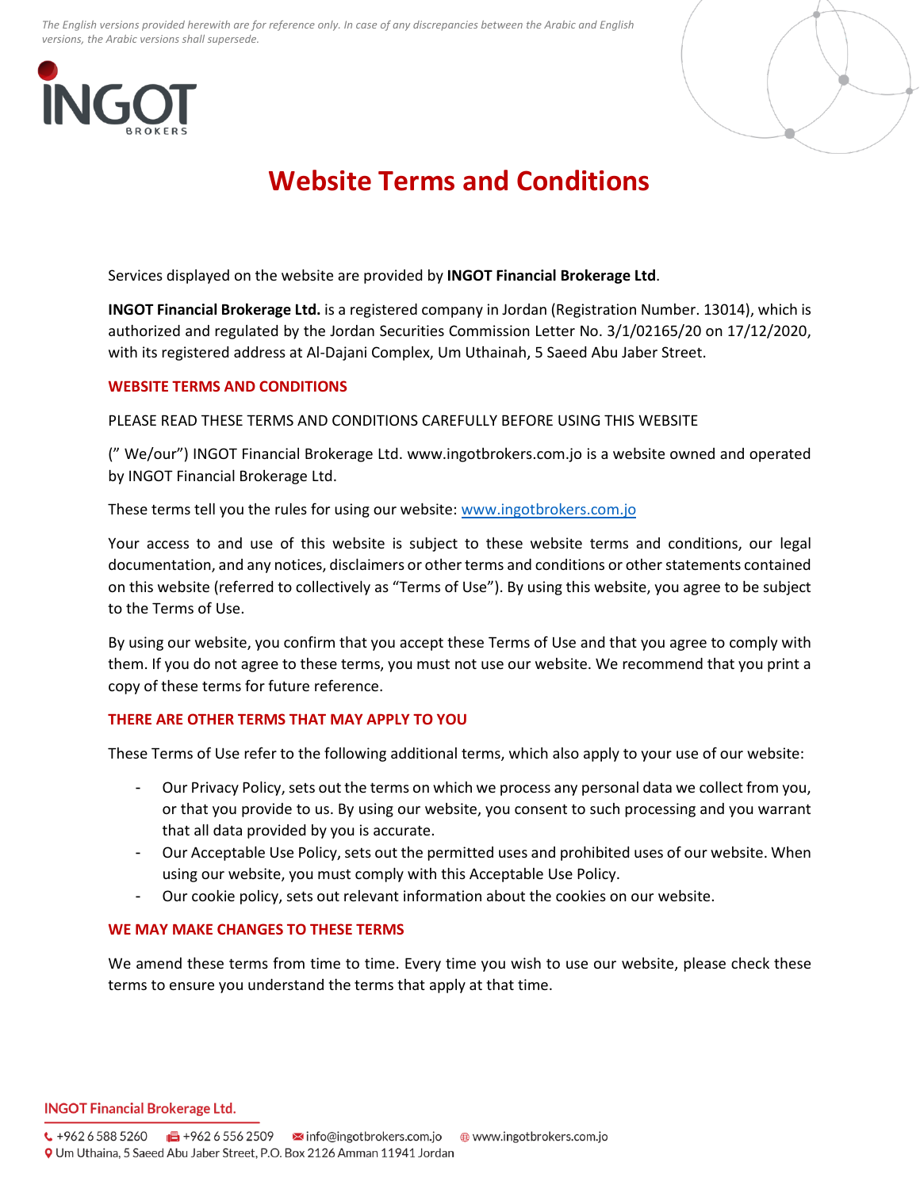*The English versions provided herewith are for reference only. In case of any discrepancies between the Arabic and English versions, the Arabic versions shall supersede.*

# Website Terms and Conditions

Services displayed on the website are provided by **INGOT Financial Brokerage Ltd**.

**INGOT Financial Brokerage Ltd.** is a registered company in Jordan (Registration Number. 13014), which is authorized and regulated by the Jordan Securities Commission Letter No. 3/1/02165/20 on 17/12/2020, with its registered address at Al-Dajani Complex, Um Uthainah, 5 Saeed Abu Jaber Street.

## WEBSITE TERMS AND CONDITIONS

PLEASE READ THESE TERMS AND CONDITIONS CAREFULLY BEFORE USING THIS WEBSITE

(" We/our") INGOT Financial Brokerage Ltd. www.ingotbrokers.com.jo is a website owned and operated by INGOT Financial Brokerage Ltd.

These terms tell you the rules for using our website: www.ingotbrokers.com.jo

Your access to and use of this website is subject to these website terms and conditions, our legal documentation, and any notices, disclaimers or other terms and conditions or other statements contained on this website (referred to collectively as "Terms of Use"). By using this website, you agree to be subject to the Terms of Use.

By using our website, you confirm that you accept these Terms of Use and that you agree to comply with them. If you do not agree to these terms, you must not use our website. We recommend that you print a copy of these terms for future reference.

## THERE ARE OTHER TERMS THAT MAY APPLY TO YOU

These Terms of Use refer to the following additional terms, which also apply to your use of our website:

- Our Privacy Policy, sets out the terms on which we process any personal data we collect from you, or that you provide to us. By using our website, you consent to such processing and you warrant that all data provided by you is accurate.
- Our Acceptable Use Policy, sets out the permitted uses and prohibited uses of our website. When using our website, you must comply with this Acceptable Use Policy.
- Our cookie policy, sets out relevant information about the cookies on our website.

## WE MAY MAKE CHANGES TO THESE TERMS

We amend these terms from time to time. Every time you wish to use our website, please check these terms to ensure you understand the terms that apply at that time.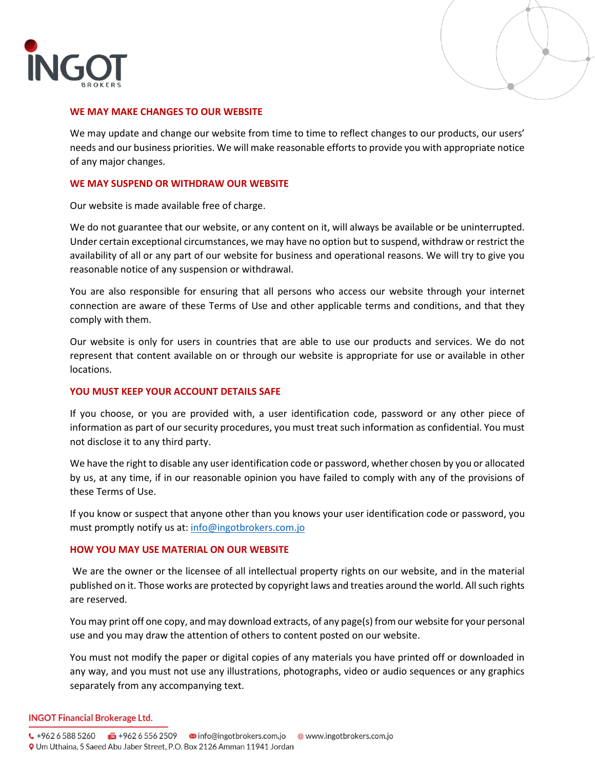## WE MAY MAKE CHANGES TO OUR WEBSITE

We may update and change our website from time to time to reflect changes to our products, our users' needs and our business priorities. We will make reasonable efforts to provide you with appropriate notice of any major changes.

## WE MAY SUSPEND OR WITHDRAW OUR WEBSITE

Our website is made available free of charge.

We do not guarantee that our website, or any content on it, will always be available or be uninterrupted. Under certain exceptional circumstances, we may have no option but to suspend, withdraw or restrict the availability of all or any part of our website for business and operational reasons. We will try to give you reasonable notice of any suspension or withdrawal.

You are also responsible for ensuring that all persons who access our website through your internet connection are aware of these Terms of Use and other applicable terms and conditions, and that they comply with them.

Our website is only for users in countries that are able to use our products and services. We do not represent that content available on or through our website is appropriate for use or available in other locations.

## YOU MUST KEEP YOUR ACCOUNT DETAILS SAFE

If you choose, or you are provided with, a user identification code, password or any other piece of information as part of our security procedures, you must treat such information as confidential. You must not disclose it to any third party.

We have the right to disable any user identification code or password, whether chosen by you or allocated by us, at any time, if in our reasonable opinion you have failed to comply with any of the provisions of these Terms of Use.

If you know or suspect that anyone other than you knows your user identification code or password, you must promptly notify us at: info@ingotbrokers.com.jo

## HOW YOU MAY USE MATERIAL ON OUR WEBSITE

We are the owner or the licensee of all intellectual property rights on our website, and in the material published on it. Those works are protected by copyright laws and treaties around the world. All such rights are reserved.

You may print off one copy, and may download extracts, of any page(s) from our website for your personal use and you may draw the attention of others to content posted on our website.

You must not modify the paper or digital copies of any materials you have printed off or downloaded in any way, and you must not use any illustrations, photographs, video or audio sequences or any graphics separately from any accompanying text.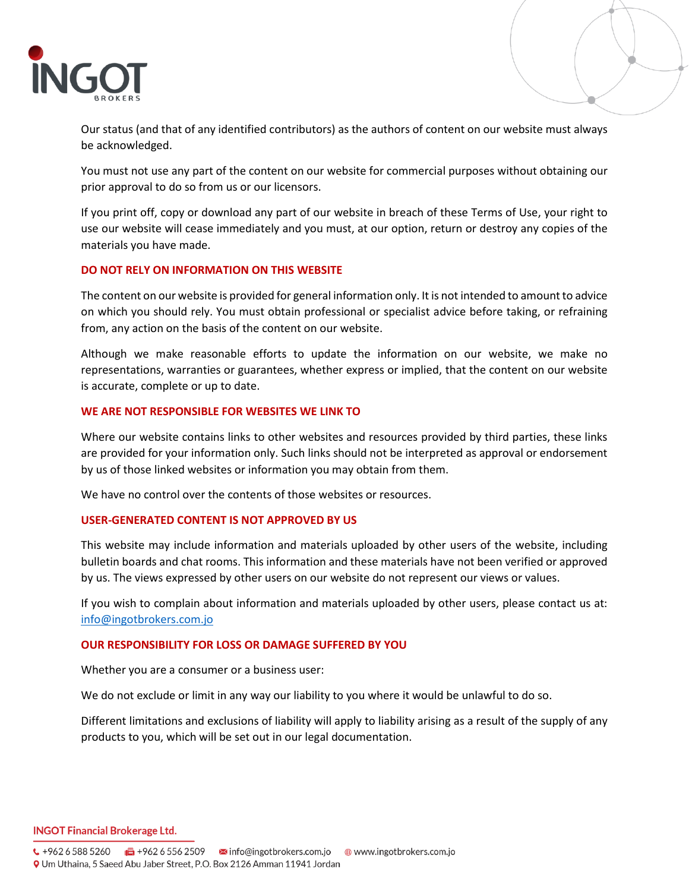Our status (and that of any identified contributors) as the authors of content on our website must always be acknowledged.

You must not use any part of the content on our website for commercial purposes without obtaining our prior approval to do so from us or our licensors.

If you print off, copy or download any part of our website in breach of these Terms of Use, your right to use our website will cease immediately and you must, at our option, return or destroy any copies of the materials you have made.

## DO NOT RELY ON INFORMATION ON THIS WEBSITE

The content on our website is provided for general information only. It is not intended to amount to advice on which you should rely. You must obtain professional or specialist advice before taking, or refraining from, any action on the basis of the content on our website.

Although we make reasonable efforts to update the information on our website, we make no representations, warranties or guarantees, whether express or implied, that the content on our website is accurate, complete or up to date.

## WE ARE NOT RESPONSIBLE FOR WEBSITES WE LINK TO

Where our website contains links to other websites and resources provided by third parties, these links are provided for your information only. Such links should not be interpreted as approval or endorsement by us of those linked websites or information you may obtain from them.

We have no control over the contents of those websites or resources.

## USER-GENERATED CONTENT IS NOT APPROVED BY US

This website may include information and materials uploaded by other users of the website, including bulletin boards and chat rooms. This information and these materials have not been verified or approved by us. The views expressed by other users on our website do not represent our views or values.

If you wish to complain about information and materials uploaded by other users, please contact us at: info@ingotbrokers.com.jo

## OUR RESPONSIBILITY FOR LOSS OR DAMAGE SUFFERED BY YOU

Whether you are a consumer or a business user:

We do not exclude or limit in any way our liability to you where it would be unlawful to do so.

Different limitations and exclusions of liability will apply to liability arising as a result of the supply of any products to you, which will be set out in our legal documentation.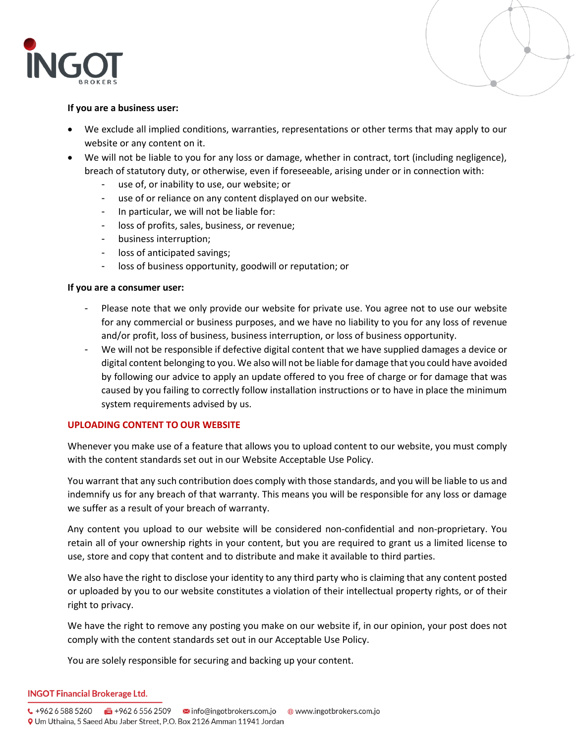**If you are a business user:**

- We exclude all implied conditions, warranties, representations or other terms that may apply to our website or any content on it.
- We will not be liable to you for any loss or damage, whether in contract, tort (including negligence), breach of statutory duty, or otherwise, even if foreseeable, arising under or in connection with:
  - use of, or inability to use, our website; or
  - use of or reliance on any content displayed on our website.
  - In particular, we will not be liable for:
  - loss of profits, sales, business, or revenue;
  - business interruption;
  - loss of anticipated savings;
  - loss of business opportunity, goodwill or reputation; or

**If you are a consumer user:**

- Please note that we only provide our website for private use. You agree not to use our website for any commercial or business purposes, and we have no liability to you for any loss of revenue and/or profit, loss of business, business interruption, or loss of business opportunity.
- We will not be responsible if defective digital content that we have supplied damages a device or digital content belonging to you. We also will not be liable for damage that you could have avoided by following our advice to apply an update offered to you free of charge or for damage that was caused by you failing to correctly follow installation instructions or to have in place the minimum system requirements advised by us.

## UPLOADING CONTENT TO OUR WEBSITE

Whenever you make use of a feature that allows you to upload content to our website, you must comply with the content standards set out in our Website Acceptable Use Policy.

You warrant that any such contribution does comply with those standards, and you will be liable to us and indemnify us for any breach of that warranty. This means you will be responsible for any loss or damage we suffer as a result of your breach of warranty.

Any content you upload to our website will be considered non-confidential and non-proprietary. You retain all of your ownership rights in your content, but you are required to grant us a limited license to use, store and copy that content and to distribute and make it available to third parties.

We also have the right to disclose your identity to any third party who is claiming that any content posted or uploaded by you to our website constitutes a violation of their intellectual property rights, or of their right to privacy.

We have the right to remove any posting you make on our website if, in our opinion, your post does not comply with the content standards set out in our Acceptable Use Policy.

You are solely responsible for securing and backing up your content.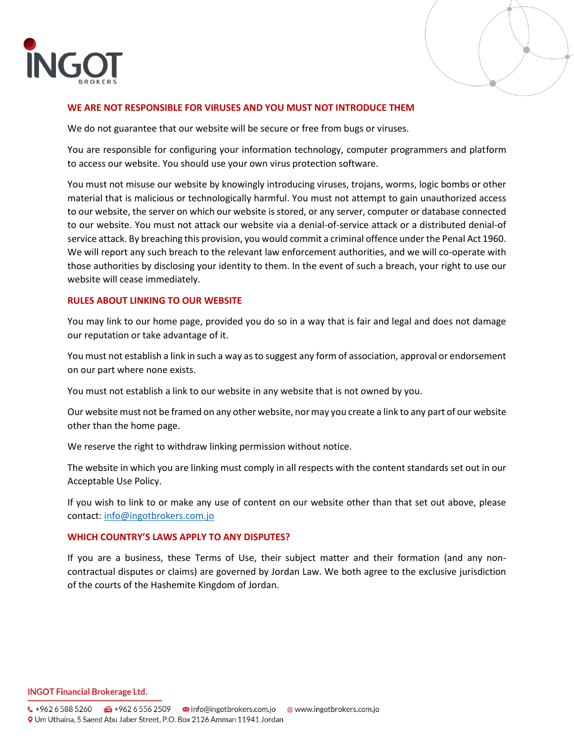## WE ARE NOT RESPONSIBLE FOR VIRUSES AND YOU MUST NOT INTRODUCE THEM

We do not guarantee that our website will be secure or free from bugs or viruses.

You are responsible for configuring your information technology, computer programmers and platform to access our website. You should use your own virus protection software.

You must not misuse our website by knowingly introducing viruses, trojans, worms, logic bombs or other material that is malicious or technologically harmful. You must not attempt to gain unauthorized access to our website, the server on which our website is stored, or any server, computer or database connected to our website. You must not attack our website via a denial-of-service attack or a distributed denial-of service attack. By breaching this provision, you would commit a criminal offence under the Penal Act 1960. We will report any such breach to the relevant law enforcement authorities, and we will co-operate with those authorities by disclosing your identity to them. In the event of such a breach, your right to use our website will cease immediately.

## RULES ABOUT LINKING TO OUR WEBSITE

You may link to our home page, provided you do so in a way that is fair and legal and does not damage our reputation or take advantage of it.

You must not establish a link in such a way as to suggest any form of association, approval or endorsement on our part where none exists.

You must not establish a link to our website in any website that is not owned by you.

Our website must not be framed on any other website, nor may you create a link to any part of our website other than the home page.

We reserve the right to withdraw linking permission without notice.

The website in which you are linking must comply in all respects with the content standards set out in our Acceptable Use Policy.

If you wish to link to or make any use of content on our website other than that set out above, please contact: info@ingotbrokers.com.jo

## WHICH COUNTRY'S LAWS APPLY TO ANY DISPUTES?

If you are a business, these Terms of Use, their subject matter and their formation (and any non-contractual disputes or claims) are governed by Jordan Law. We both agree to the exclusive jurisdiction of the courts of the Hashemite Kingdom of Jordan.